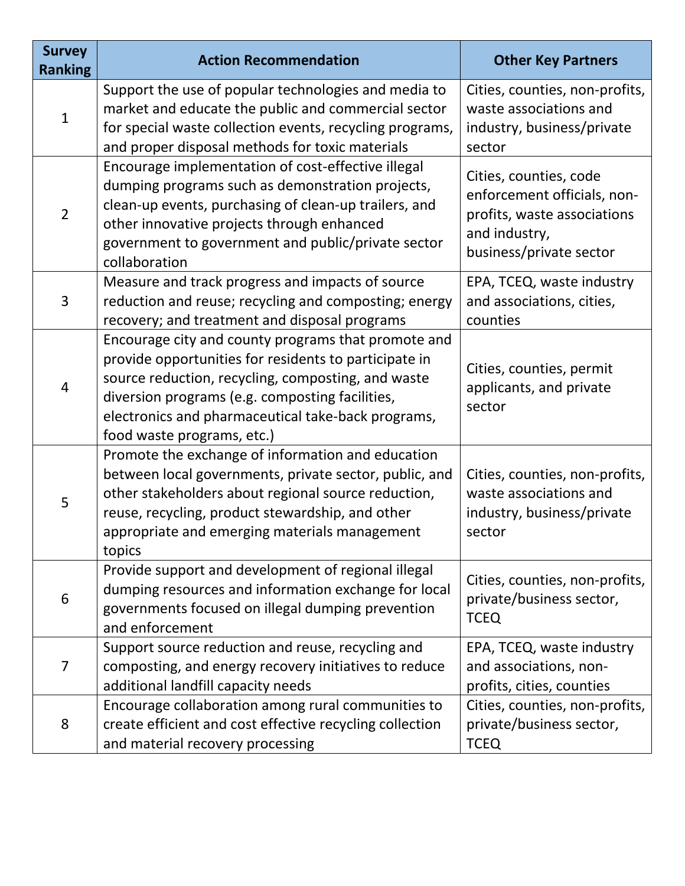| Survey Ranking | Action Recommendation | Other Key Partners |
|---|---|---|
| 1 | Support the use of popular technologies and media to market and educate the public and commercial sector for special waste collection events, recycling programs, and proper disposal methods for toxic materials | Cities, counties, non-profits, waste associations and industry, business/private sector |
| 2 | Encourage implementation of cost-effective illegal dumping programs such as demonstration projects, clean-up events, purchasing of clean-up trailers, and other innovative projects through enhanced government to government and public/private sector collaboration | Cities, counties, code enforcement officials, non-profits, waste associations and industry, business/private sector |
| 3 | Measure and track progress and impacts of source reduction and reuse; recycling and composting; energy recovery; and treatment and disposal programs | EPA, TCEQ, waste industry and associations, cities, counties |
| 4 | Encourage city and county programs that promote and provide opportunities for residents to participate in source reduction, recycling, composting, and waste diversion programs (e.g. composting facilities, electronics and pharmaceutical take-back programs, food waste programs, etc.) | Cities, counties, permit applicants, and private sector |
| 5 | Promote the exchange of information and education between local governments, private sector, public, and other stakeholders about regional source reduction, reuse, recycling, product stewardship, and other appropriate and emerging materials management topics | Cities, counties, non-profits, waste associations and industry, business/private sector |
| 6 | Provide support and development of regional illegal dumping resources and information exchange for local governments focused on illegal dumping prevention and enforcement | Cities, counties, non-profits, private/business sector, TCEQ |
| 7 | Support source reduction and reuse, recycling and composting, and energy recovery initiatives to reduce additional landfill capacity needs | EPA, TCEQ, waste industry and associations, non-profits, cities, counties |
| 8 | Encourage collaboration among rural communities to create efficient and cost effective recycling collection and material recovery processing | Cities, counties, non-profits, private/business sector, TCEQ |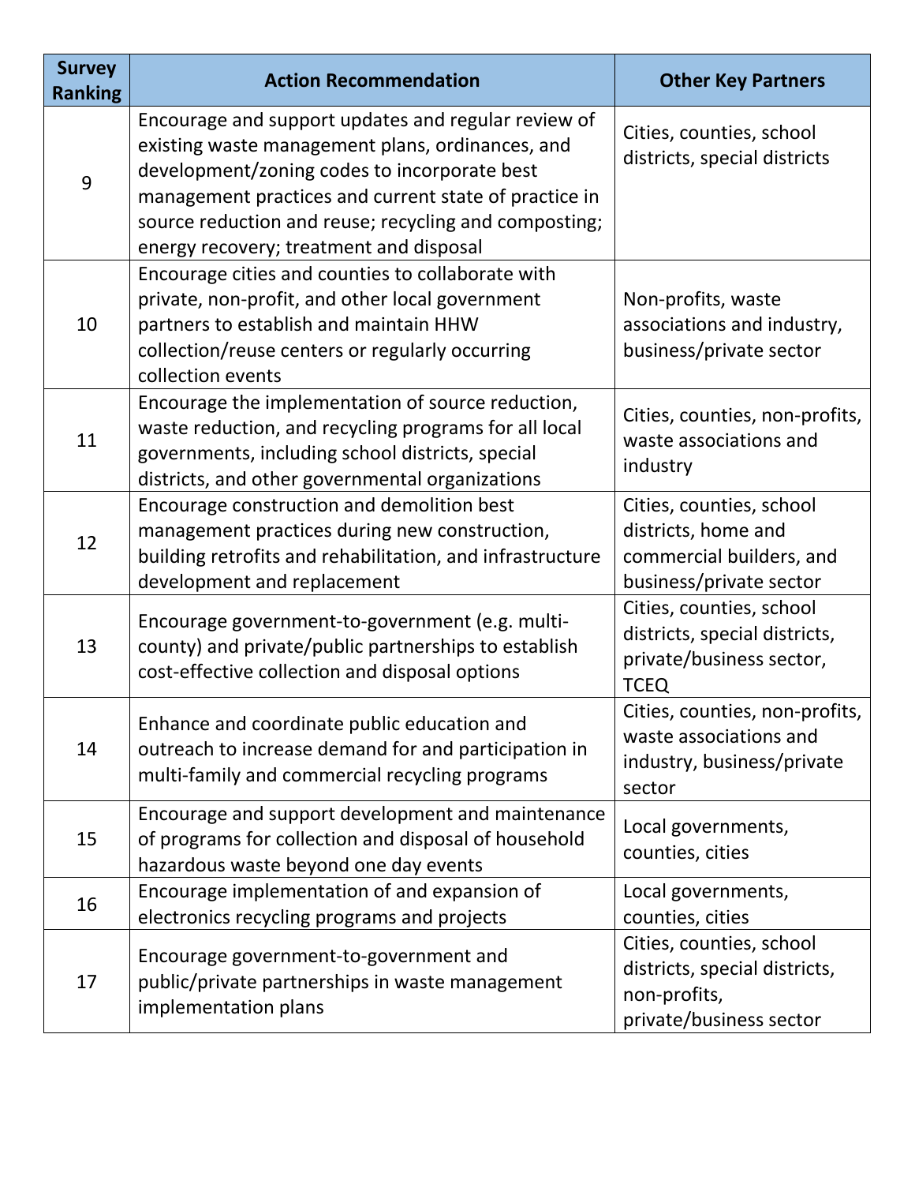| Survey Ranking | Action Recommendation | Other Key Partners |
| --- | --- | --- |
| 9 | Encourage and support updates and regular review of existing waste management plans, ordinances, and development/zoning codes to incorporate best management practices and current state of practice in source reduction and reuse; recycling and composting; energy recovery; treatment and disposal | Cities, counties, school districts, special districts |
| 10 | Encourage cities and counties to collaborate with private, non-profit, and other local government partners to establish and maintain HHW collection/reuse centers or regularly occurring collection events | Non-profits, waste associations and industry, business/private sector |
| 11 | Encourage the implementation of source reduction, waste reduction, and recycling programs for all local governments, including school districts, special districts, and other governmental organizations | Cities, counties, non-profits, waste associations and industry |
| 12 | Encourage construction and demolition best management practices during new construction, building retrofits and rehabilitation, and infrastructure development and replacement | Cities, counties, school districts, home and commercial builders, and business/private sector |
| 13 | Encourage government-to-government (e.g. multi-county) and private/public partnerships to establish cost-effective collection and disposal options | Cities, counties, school districts, special districts, private/business sector, TCEQ |
| 14 | Enhance and coordinate public education and outreach to increase demand for and participation in multi-family and commercial recycling programs | Cities, counties, non-profits, waste associations and industry, business/private sector |
| 15 | Encourage and support development and maintenance of programs for collection and disposal of household hazardous waste beyond one day events | Local governments, counties, cities |
| 16 | Encourage implementation of and expansion of electronics recycling programs and projects | Local governments, counties, cities |
| 17 | Encourage government-to-government and public/private partnerships in waste management implementation plans | Cities, counties, school districts, special districts, non-profits, private/business sector |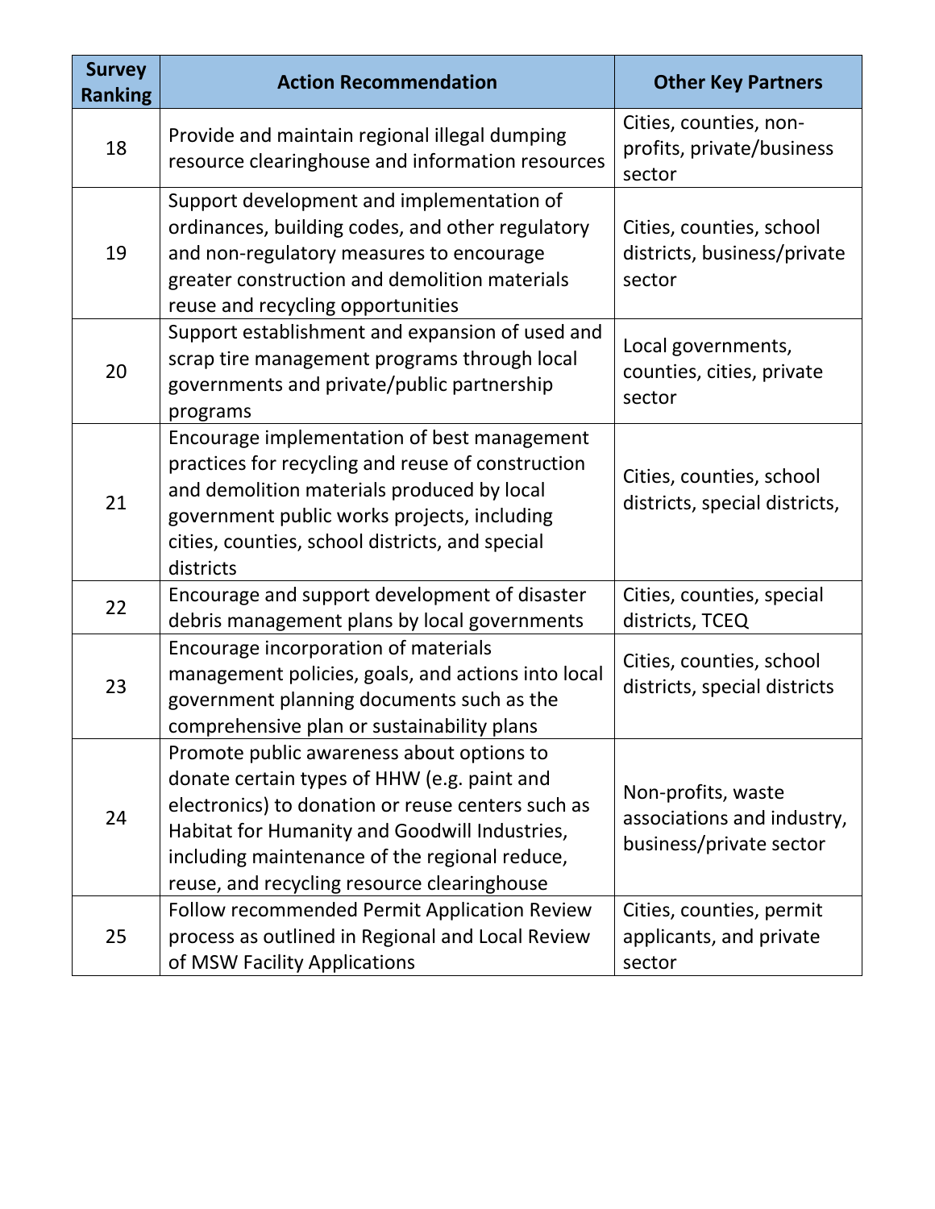| Survey Ranking | Action Recommendation | Other Key Partners |
| --- | --- | --- |
| 18 | Provide and maintain regional illegal dumping resource clearinghouse and information resources | Cities, counties, non-profits, private/business sector |
| 19 | Support development and implementation of ordinances, building codes, and other regulatory and non-regulatory measures to encourage greater construction and demolition materials reuse and recycling opportunities | Cities, counties, school districts, business/private sector |
| 20 | Support establishment and expansion of used and scrap tire management programs through local governments and private/public partnership programs | Local governments, counties, cities, private sector |
| 21 | Encourage implementation of best management practices for recycling and reuse of construction and demolition materials produced by local government public works projects, including cities, counties, school districts, and special districts | Cities, counties, school districts, special districts, |
| 22 | Encourage and support development of disaster debris management plans by local governments | Cities, counties, special districts, TCEQ |
| 23 | Encourage incorporation of materials management policies, goals, and actions into local government planning documents such as the comprehensive plan or sustainability plans | Cities, counties, school districts, special districts |
| 24 | Promote public awareness about options to donate certain types of HHW (e.g. paint and electronics) to donation or reuse centers such as Habitat for Humanity and Goodwill Industries, including maintenance of the regional reduce, reuse, and recycling resource clearinghouse | Non-profits, waste associations and industry, business/private sector |
| 25 | Follow recommended Permit Application Review process as outlined in Regional and Local Review of MSW Facility Applications | Cities, counties, permit applicants, and private sector |